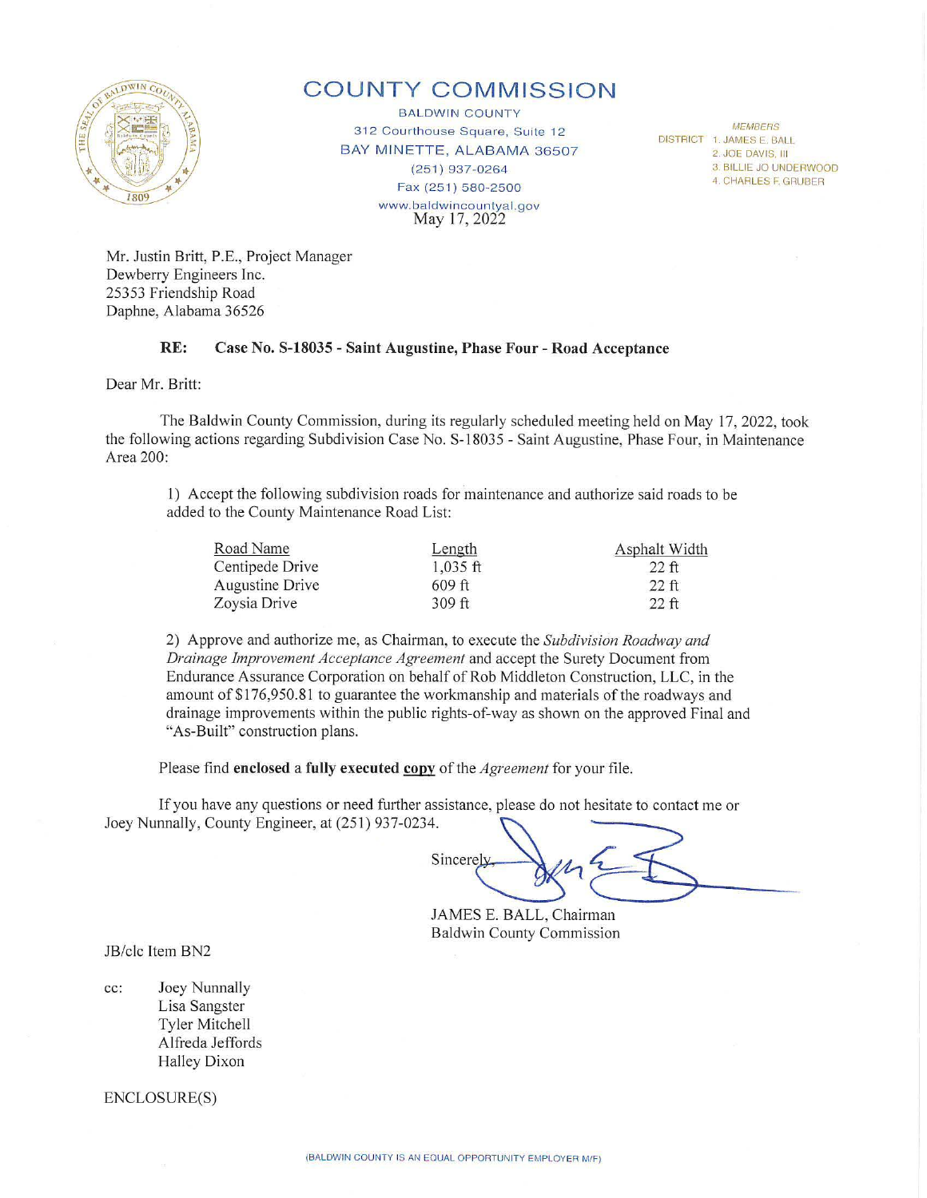# COUNTY COMMISSION

BALDWIN COUNTY
312 Courthouse Square, Suite 12
BAY MINETTE, ALABAMA 36507
(251) 937-0264
Fax (251) 580-2500
www.baldwincountyal.gov

*MEMBERS*
DISTRICT 1. JAMES E. BALL
2. JOE DAVIS, III
3. BILLIE JO UNDERWOOD
4. CHARLES F. GRUBER

May 17, 2022

Mr. Justin Britt, P.E., Project Manager
Dewberry Engineers Inc.
25353 Friendship Road
Daphne, Alabama 36526

**RE: Case No. S-18035 - Saint Augustine, Phase Four - Road Acceptance**

Dear Mr. Britt:

The Baldwin County Commission, during its regularly scheduled meeting held on May 17, 2022, took the following actions regarding Subdivision Case No. S-18035 - Saint Augustine, Phase Four, in Maintenance Area 200:

1) Accept the following subdivision roads for maintenance and authorize said roads to be added to the County Maintenance Road List:

| Road Name | Length | Asphalt Width |
|---|---|---|
| Centipede Drive | 1,035 ft | 22 ft |
| Augustine Drive | 609 ft | 22 ft |
| Zoysia Drive | 309 ft | 22 ft |

2) Approve and authorize me, as Chairman, to execute the *Subdivision Roadway and Drainage Improvement Acceptance Agreement* and accept the Surety Document from Endurance Assurance Corporation on behalf of Rob Middleton Construction, LLC, in the amount of $176,950.81 to guarantee the workmanship and materials of the roadways and drainage improvements within the public rights-of-way as shown on the approved Final and "As-Built" construction plans.

Please find **enclosed** a **fully executed** **copy** of the *Agreement* for your file.

If you have any questions or need further assistance, please do not hesitate to contact me or Joey Nunnally, County Engineer, at (251) 937-0234.

Sincerely,

JAMES E. BALL, Chairman
Baldwin County Commission

JB/clc Item BN2

cc: Joey Nunnally
Lisa Sangster
Tyler Mitchell
Alfreda Jeffords
Halley Dixon

ENCLOSURE(S)

(BALDWIN COUNTY IS AN EQUAL OPPORTUNITY EMPLOYER M/F)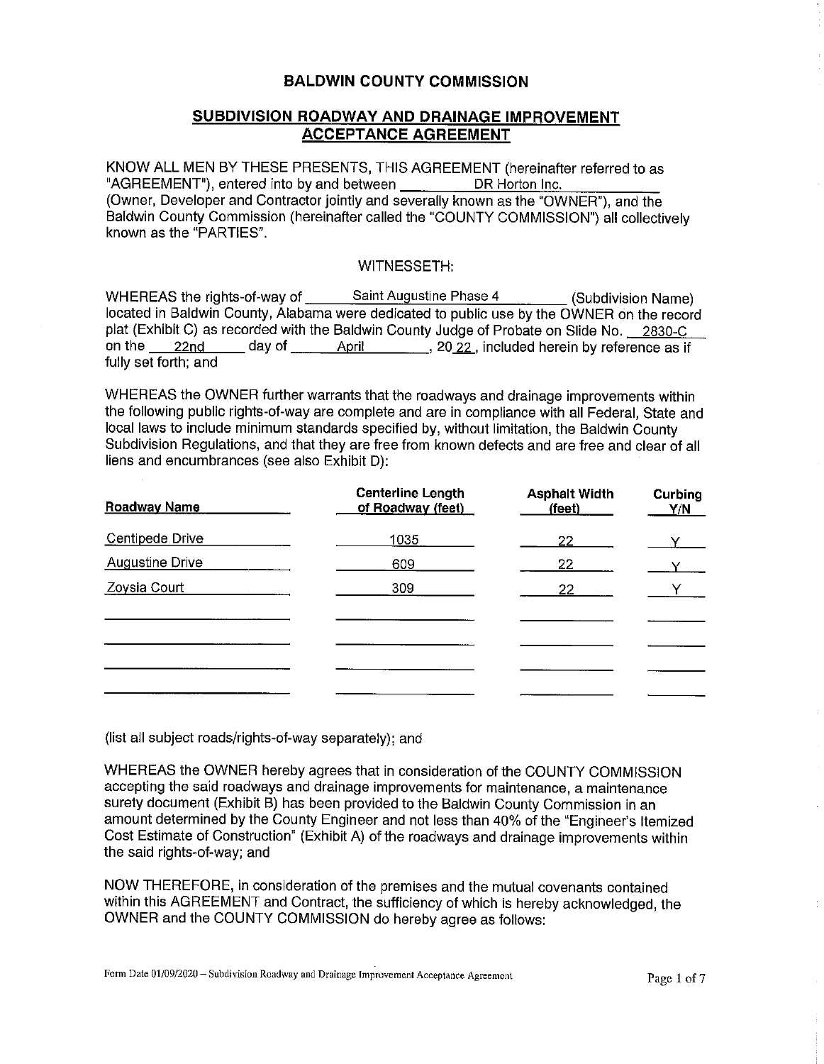# BALDWIN COUNTY COMMISSION

## SUBDIVISION ROADWAY AND DRAINAGE IMPROVEMENT ACCEPTANCE AGREEMENT

KNOW ALL MEN BY THESE PRESENTS, THIS AGREEMENT (hereinafter referred to as "AGREEMENT"), entered into by and between DR Horton Inc. (Owner, Developer and Contractor jointly and severally known as the "OWNER"), and the Baldwin County Commission (hereinafter called the "COUNTY COMMISSION") all collectively known as the "PARTIES".

WITNESSETH:

WHEREAS the rights-of-way of Saint Augustine Phase 4 (Subdivision Name) located in Baldwin County, Alabama were dedicated to public use by the OWNER on the record plat (Exhibit C) as recorded with the Baldwin County Judge of Probate on Slide No. 2830-C on the 22nd day of April, 20 22, included herein by reference as if fully set forth; and

WHEREAS the OWNER further warrants that the roadways and drainage improvements within the following public rights-of-way are complete and are in compliance with all Federal, State and local laws to include minimum standards specified by, without limitation, the Baldwin County Subdivision Regulations, and that they are free from known defects and are free and clear of all liens and encumbrances (see also Exhibit D):

| Roadway Name | Centerline Length of Roadway (feet) | Asphalt Width (feet) | Curbing Y/N |
|---|---|---|---|
| Centipede Drive | 1035 | 22 | Y |
| Augustine Drive | 609 | 22 | Y |
| Zoysia Court | 309 | 22 | Y |
| | | | |
| | | | |
| | | | |
| | | | |

(list all subject roads/rights-of-way separately); and

WHEREAS the OWNER hereby agrees that in consideration of the COUNTY COMMISSION accepting the said roadways and drainage improvements for maintenance, a maintenance surety document (Exhibit B) has been provided to the Baldwin County Commission in an amount determined by the County Engineer and not less than 40% of the "Engineer's Itemized Cost Estimate of Construction" (Exhibit A) of the roadways and drainage improvements within the said rights-of-way; and

NOW THEREFORE, in consideration of the premises and the mutual covenants contained within this AGREEMENT and Contract, the sufficiency of which is hereby acknowledged, the OWNER and the COUNTY COMMISSION do hereby agree as follows:

Form Date 01/09/2020 – Subdivision Roadway and Drainage Improvement Acceptance Agreement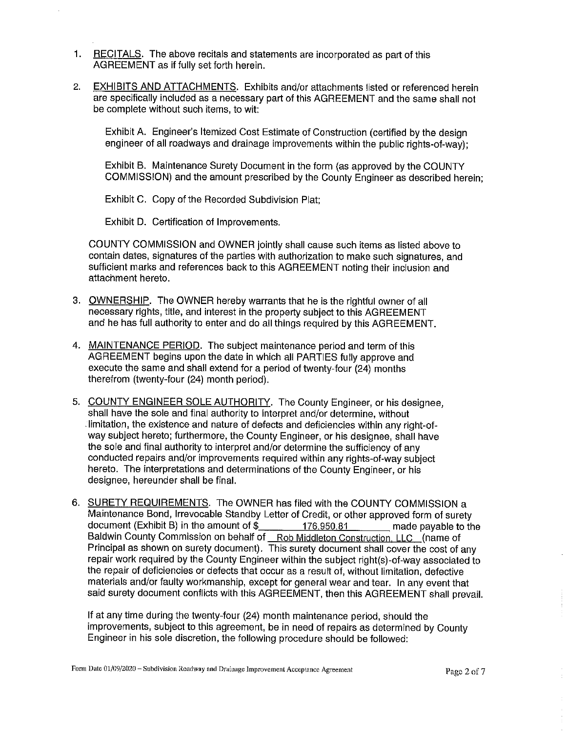1. RECITALS. The above recitals and statements are incorporated as part of this AGREEMENT as if fully set forth herein.

2. EXHIBITS AND ATTACHMENTS. Exhibits and/or attachments listed or referenced herein are specifically included as a necessary part of this AGREEMENT and the same shall not be complete without such items, to wit:

   Exhibit A. Engineer's Itemized Cost Estimate of Construction (certified by the design engineer of all roadways and drainage improvements within the public rights-of-way);

   Exhibit B. Maintenance Surety Document in the form (as approved by the COUNTY COMMISSION) and the amount prescribed by the County Engineer as described herein;

   Exhibit C. Copy of the Recorded Subdivision Plat;

   Exhibit D. Certification of Improvements.

   COUNTY COMMISSION and OWNER jointly shall cause such items as listed above to contain dates, signatures of the parties with authorization to make such signatures, and sufficient marks and references back to this AGREEMENT noting their inclusion and attachment hereto.

3. OWNERSHIP. The OWNER hereby warrants that he is the rightful owner of all necessary rights, title, and interest in the property subject to this AGREEMENT and he has full authority to enter and do all things required by this AGREEMENT.

4. MAINTENANCE PERIOD. The subject maintenance period and term of this AGREEMENT begins upon the date in which all PARTIES fully approve and execute the same and shall extend for a period of twenty-four (24) months therefrom (twenty-four (24) month period).

5. COUNTY ENGINEER SOLE AUTHORITY. The County Engineer, or his designee, shall have the sole and final authority to interpret and/or determine, without limitation, the existence and nature of defects and deficiencies within any right-of-way subject hereto; furthermore, the County Engineer, or his designee, shall have the sole and final authority to interpret and/or determine the sufficiency of any conducted repairs and/or improvements required within any rights-of-way subject hereto. The interpretations and determinations of the County Engineer, or his designee, hereunder shall be final.

6. SURETY REQUIREMENTS. The OWNER has filed with the COUNTY COMMISSION a Maintenance Bond, Irrevocable Standby Letter of Credit, or other approved form of surety document (Exhibit B) in the amount of $ 176,950.81 made payable to the Baldwin County Commission on behalf of Rob Middleton Construction, LLC (name of Principal as shown on surety document). This surety document shall cover the cost of any repair work required by the County Engineer within the subject right(s)-of-way associated to the repair of deficiencies or defects that occur as a result of, without limitation, defective materials and/or faulty workmanship, except for general wear and tear. In any event that said surety document conflicts with this AGREEMENT, then this AGREEMENT shall prevail.

   If at any time during the twenty-four (24) month maintenance period, should the improvements, subject to this agreement, be in need of repairs as determined by County Engineer in his sole discretion, the following procedure should be followed: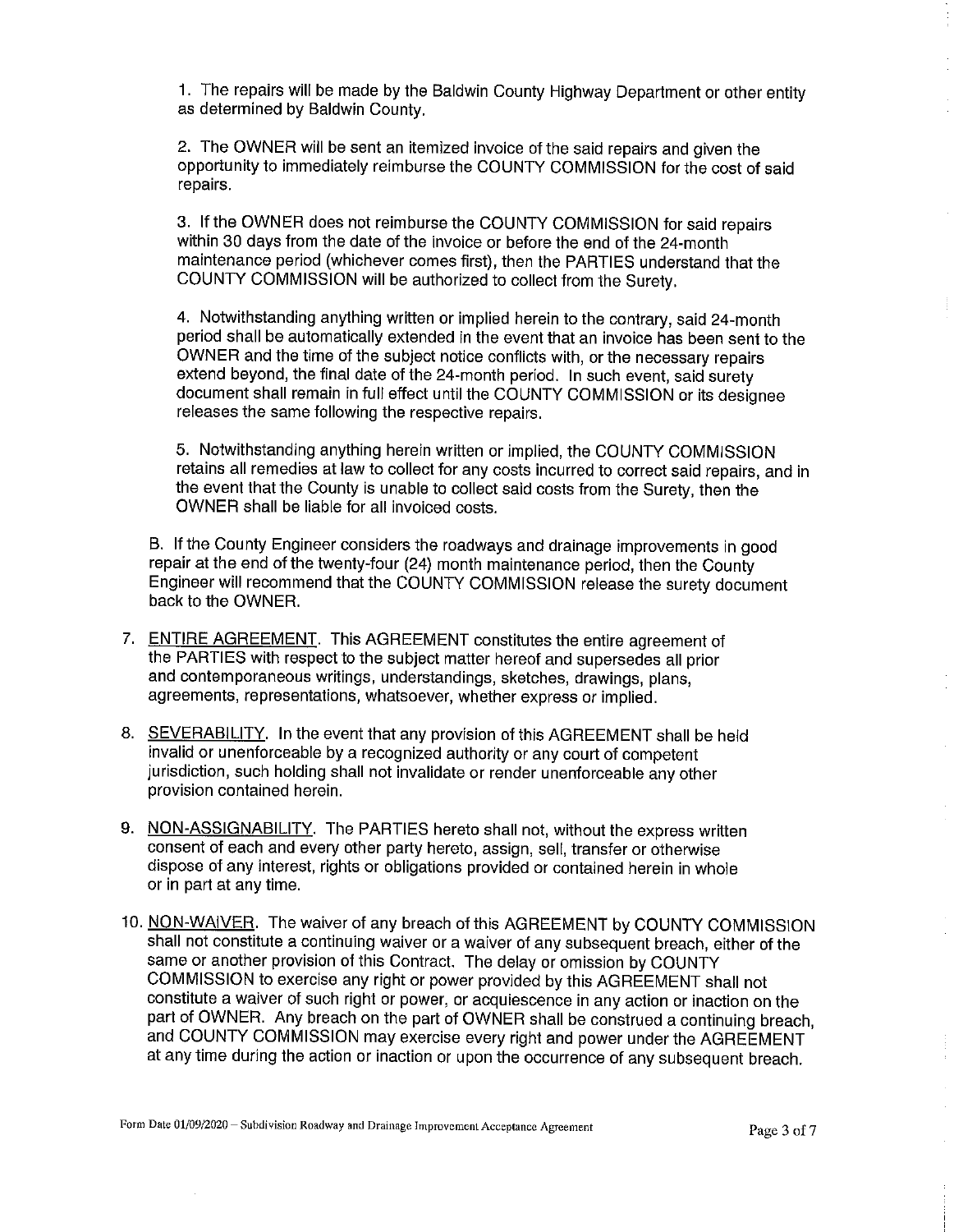1. The repairs will be made by the Baldwin County Highway Department or other entity as determined by Baldwin County.

2. The OWNER will be sent an itemized invoice of the said repairs and given the opportunity to immediately reimburse the COUNTY COMMISSION for the cost of said repairs.

3. If the OWNER does not reimburse the COUNTY COMMISSION for said repairs within 30 days from the date of the invoice or before the end of the 24-month maintenance period (whichever comes first), then the PARTIES understand that the COUNTY COMMISSION will be authorized to collect from the Surety.

4. Notwithstanding anything written or implied herein to the contrary, said 24-month period shall be automatically extended in the event that an invoice has been sent to the OWNER and the time of the subject notice conflicts with, or the necessary repairs extend beyond, the final date of the 24-month period. In such event, said surety document shall remain in full effect until the COUNTY COMMISSION or its designee releases the same following the respective repairs.

5. Notwithstanding anything herein written or implied, the COUNTY COMMISSION retains all remedies at law to collect for any costs incurred to correct said repairs, and in the event that the County is unable to collect said costs from the Surety, then the OWNER shall be liable for all invoiced costs.

B. If the County Engineer considers the roadways and drainage improvements in good repair at the end of the twenty-four (24) month maintenance period, then the County Engineer will recommend that the COUNTY COMMISSION release the surety document back to the OWNER.

7. <u>ENTIRE AGREEMENT</u>. This AGREEMENT constitutes the entire agreement of the PARTIES with respect to the subject matter hereof and supersedes all prior and contemporaneous writings, understandings, sketches, drawings, plans, agreements, representations, whatsoever, whether express or implied.

8. <u>SEVERABILITY</u>. In the event that any provision of this AGREEMENT shall be held invalid or unenforceable by a recognized authority or any court of competent jurisdiction, such holding shall not invalidate or render unenforceable any other provision contained herein.

9. <u>NON-ASSIGNABILITY</u>. The PARTIES hereto shall not, without the express written consent of each and every other party hereto, assign, sell, transfer or otherwise dispose of any interest, rights or obligations provided or contained herein in whole or in part at any time.

10. <u>NON-WAIVER</u>. The waiver of any breach of this AGREEMENT by COUNTY COMMISSION shall not constitute a continuing waiver or a waiver of any subsequent breach, either of the same or another provision of this Contract. The delay or omission by COUNTY COMMISSION to exercise any right or power provided by this AGREEMENT shall not constitute a waiver of such right or power, or acquiescence in any action or inaction on the part of OWNER. Any breach on the part of OWNER shall be construed a continuing breach, and COUNTY COMMISSION may exercise every right and power under the AGREEMENT at any time during the action or inaction or upon the occurrence of any subsequent breach.

Form Date 01/09/2020 – Subdivision Roadway and Drainage Improvement Acceptance Agreement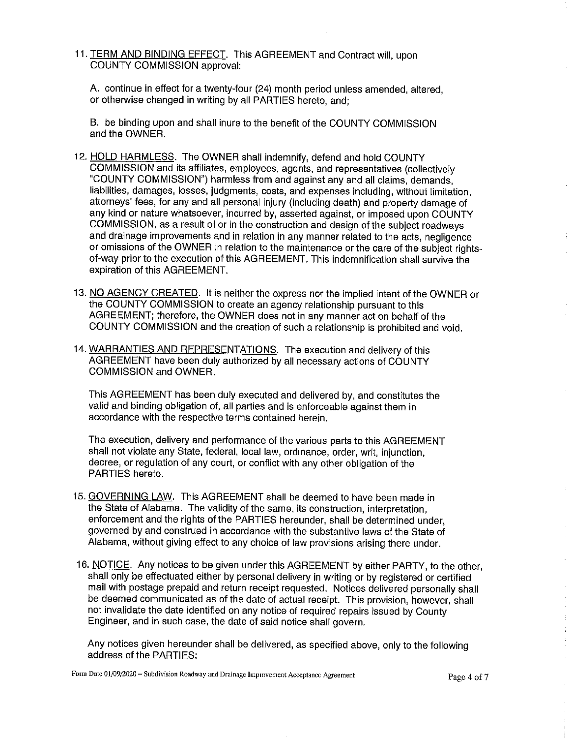11. <u>TERM AND BINDING EFFECT</u>. This AGREEMENT and Contract will, upon COUNTY COMMISSION approval:

    A. continue in effect for a twenty-four (24) month period unless amended, altered, or otherwise changed in writing by all PARTIES hereto, and;

    B. be binding upon and shall inure to the benefit of the COUNTY COMMISSION and the OWNER.

12. <u>HOLD HARMLESS</u>. The OWNER shall indemnify, defend and hold COUNTY COMMISSION and its affiliates, employees, agents, and representatives (collectively "COUNTY COMMISSION") harmless from and against any and all claims, demands, liabilities, damages, losses, judgments, costs, and expenses including, without limitation, attorneys' fees, for any and all personal injury (including death) and property damage of any kind or nature whatsoever, incurred by, asserted against, or imposed upon COUNTY COMMISSION, as a result of or in the construction and design of the subject roadways and drainage improvements and in relation in any manner related to the acts, negligence or omissions of the OWNER in relation to the maintenance or the care of the subject rights-of-way prior to the execution of this AGREEMENT. This indemnification shall survive the expiration of this AGREEMENT.

13. <u>NO AGENCY CREATED</u>. It is neither the express nor the implied intent of the OWNER or the COUNTY COMMISSION to create an agency relationship pursuant to this AGREEMENT; therefore, the OWNER does not in any manner act on behalf of the COUNTY COMMISSION and the creation of such a relationship is prohibited and void.

14. <u>WARRANTIES AND REPRESENTATIONS</u>. The execution and delivery of this AGREEMENT have been duly authorized by all necessary actions of COUNTY COMMISSION and OWNER.

    This AGREEMENT has been duly executed and delivered by, and constitutes the valid and binding obligation of, all parties and is enforceable against them in accordance with the respective terms contained herein.

    The execution, delivery and performance of the various parts to this AGREEMENT shall not violate any State, federal, local law, ordinance, order, writ, injunction, decree, or regulation of any court, or conflict with any other obligation of the PARTIES hereto.

15. <u>GOVERNING LAW</u>. This AGREEMENT shall be deemed to have been made in the State of Alabama. The validity of the same, its construction, interpretation, enforcement and the rights of the PARTIES hereunder, shall be determined under, governed by and construed in accordance with the substantive laws of the State of Alabama, without giving effect to any choice of law provisions arising there under.

16. <u>NOTICE</u>. Any notices to be given under this AGREEMENT by either PARTY, to the other, shall only be effectuated either by personal delivery in writing or by registered or certified mail with postage prepaid and return receipt requested. Notices delivered personally shall be deemed communicated as of the date of actual receipt. This provision, however, shall not invalidate the date identified on any notice of required repairs issued by County Engineer, and in such case, the date of said notice shall govern.

    Any notices given hereunder shall be delivered, as specified above, only to the following address of the PARTIES:

Form Date 01/09/2020 – Subdivision Roadway and Drainage Improvement Acceptance Agreement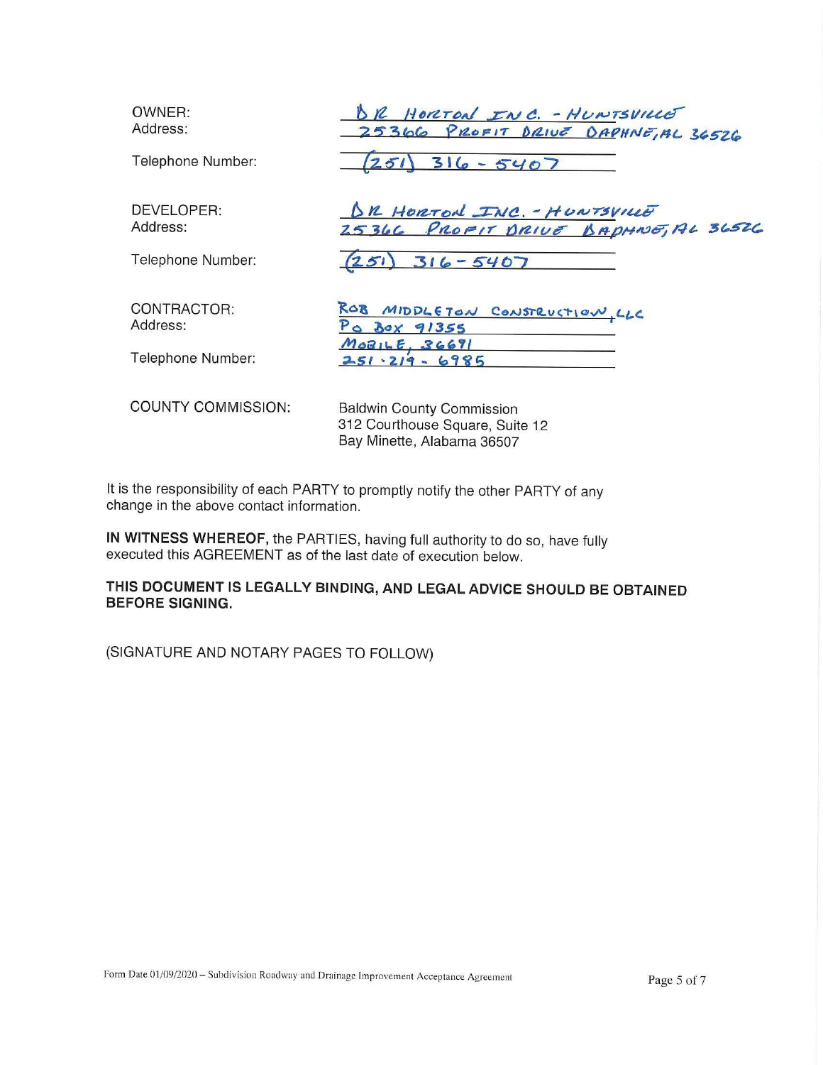OWNER: DR HORTON INC. - HUNTSVILLE
Address: 25366 PROFIT DRIVE DAPHNE, AL 36526

Telephone Number: (251) 316 - 5407

DEVELOPER: DR HORTON INC. - HUNTSVILLE
Address: 25366 PROFIT DRIVE DAPHNE, AL 36526

Telephone Number: (251) 316 - 5407

CONTRACTOR: ROB MIDDLETON CONSTRUCTION, LLC
Address: PO BOX 91355
MOBILE, 36691

Telephone Number: 251 - 219 - 6985

COUNTY COMMISSION: Baldwin County Commission
312 Courthouse Square, Suite 12
Bay Minette, Alabama 36507

It is the responsibility of each PARTY to promptly notify the other PARTY of any change in the above contact information.

**IN WITNESS WHEREOF,** the PARTIES, having full authority to do so, have fully executed this AGREEMENT as of the last date of execution below.

**THIS DOCUMENT IS LEGALLY BINDING, AND LEGAL ADVICE SHOULD BE OBTAINED BEFORE SIGNING.**

(SIGNATURE AND NOTARY PAGES TO FOLLOW)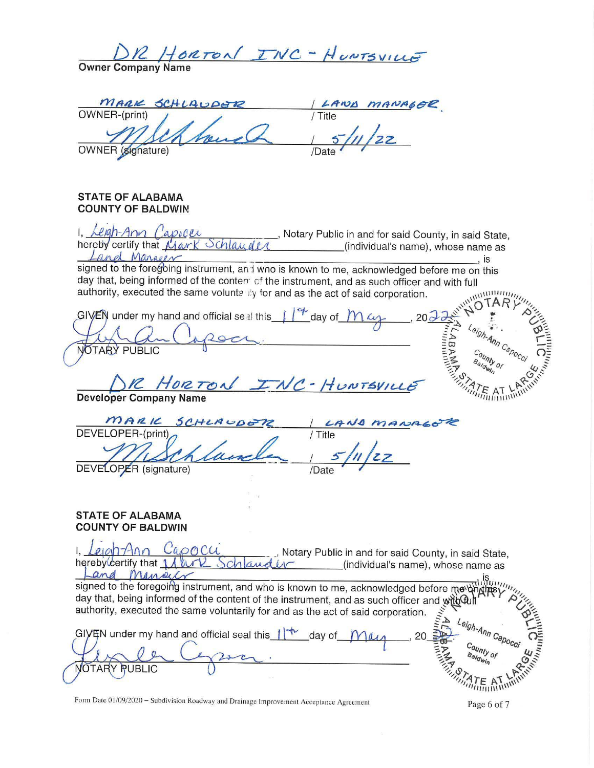DR HORTON INC - HUNTSVILLE
**Owner Company Name**

MARK SCHLAUDER / LAND MANAGER
OWNER-(print) / Title

[signature] / 5/11/22
OWNER (signature) /Date

**STATE OF ALABAMA**
**COUNTY OF BALDWIN**

I, Leigh-Ann Capocci, Notary Public in and for said County, in said State, hereby certify that Mark Schlauder (individual's name), whose name as Land Manager, is signed to the foregoing instrument, and who is known to me, acknowledged before me on this day that, being informed of the content of the instrument, and as such officer and with full authority, executed the same voluntarily for and as the act of said corporation.

GIVEN under my hand and official seal this 11th day of May, 2022.

[signature]
NOTARY PUBLIC

NOTARY PUBLIC
Leigh-Ann Capocci
County of Baldwin
ALABAMA STATE AT LARGE

DR HORTON INC - HUNTSVILLE
**Developer Company Name**

MARK SCHLAUDER / LAND MANAGER
DEVELOPER-(print) / Title

[signature] / 5/11/22
DEVELOPER (signature) /Date

**STATE OF ALABAMA**
**COUNTY OF BALDWIN**

I, Leigh-Ann Capocci, Notary Public in and for said County, in said State, hereby certify that Mark Schlauder (individual's name), whose name as Land Manager, is signed to the foregoing instrument, and who is known to me, acknowledged before me on this day that, being informed of the content of the instrument, and as such officer and with full authority, executed the same voluntarily for and as the act of said corporation.

GIVEN under my hand and official seal this 11th day of May, 2022.

[signature]
NOTARY PUBLIC

NOTARY PUBLIC
Leigh-Ann Capocci
County of Baldwin
ALABAMA STATE AT LARGE

Form Date 01/09/2020 – Subdivision Roadway and Drainage Improvement Acceptance Agreement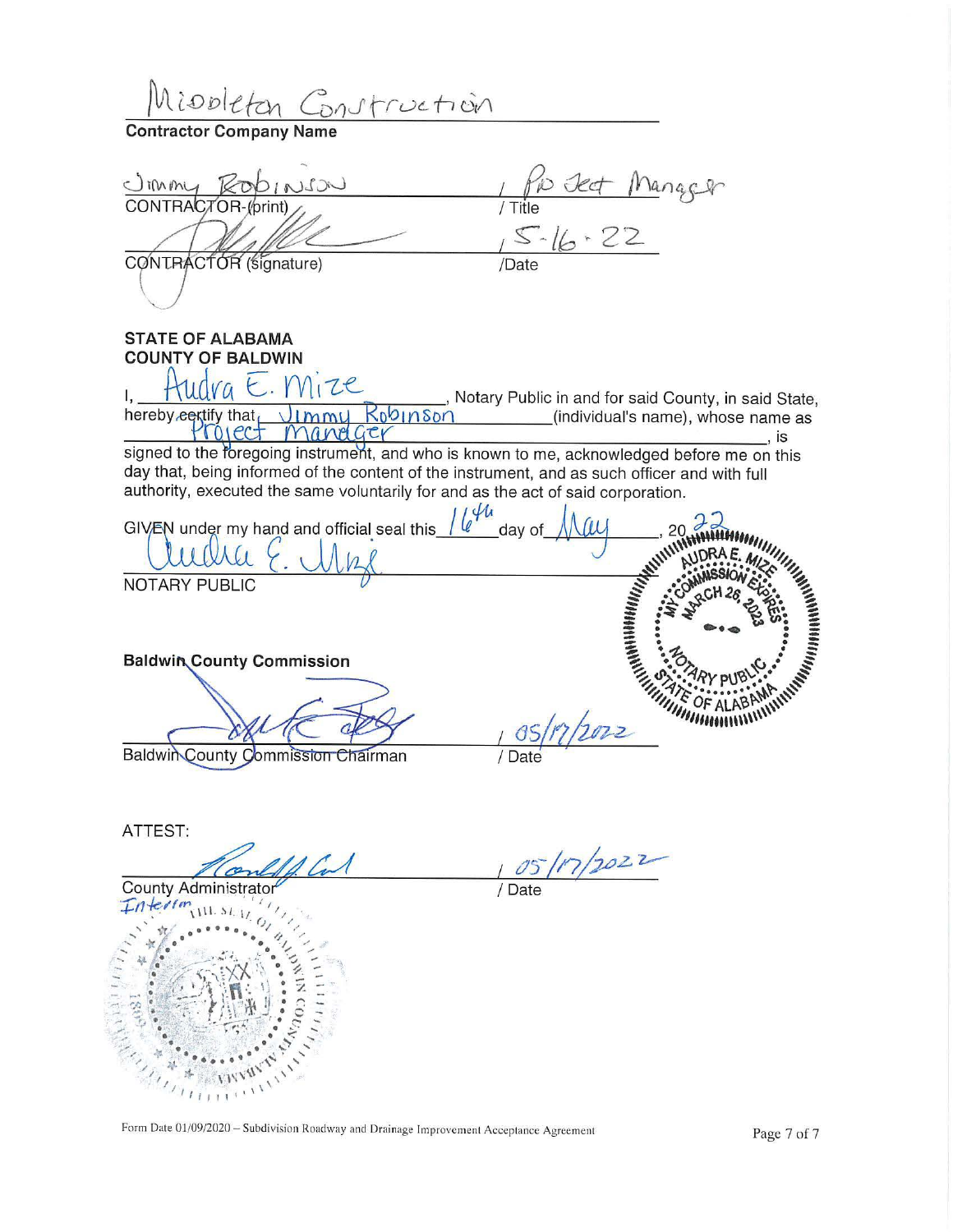Middleton Construction

**Contractor Company Name**

Jimmy Robinson / Project Manager

CONTRACTOR-(print) / Title

/ 5-16-22

CONTRACTOR (signature) /Date

**STATE OF ALABAMA**
**COUNTY OF BALDWIN**

I, Audra E. Mize, Notary Public in and for said County, in said State, hereby certify that Jimmy Robinson (individual's name), whose name as Project Manager, is signed to the foregoing instrument, and who is known to me, acknowledged before me on this day that, being informed of the content of the instrument, and as such officer and with full authority, executed the same voluntarily for and as the act of said corporation.

GIVEN under my hand and official seal this 16th day of May, 2022

NOTARY PUBLIC

AUDRA E. MIZE
MY COMMISSION EXPIRES MARCH 26, 2023
NOTARY PUBLIC STATE OF ALABAMA

**Baldwin County Commission**

/ 05/17/2022

Baldwin County Commission Chairman / Date

ATTEST:

/ 05/17/2022

County Administrator / Date
Interim

Form Date 01/09/2020 – Subdivision Roadway and Drainage Improvement Acceptance Agreement